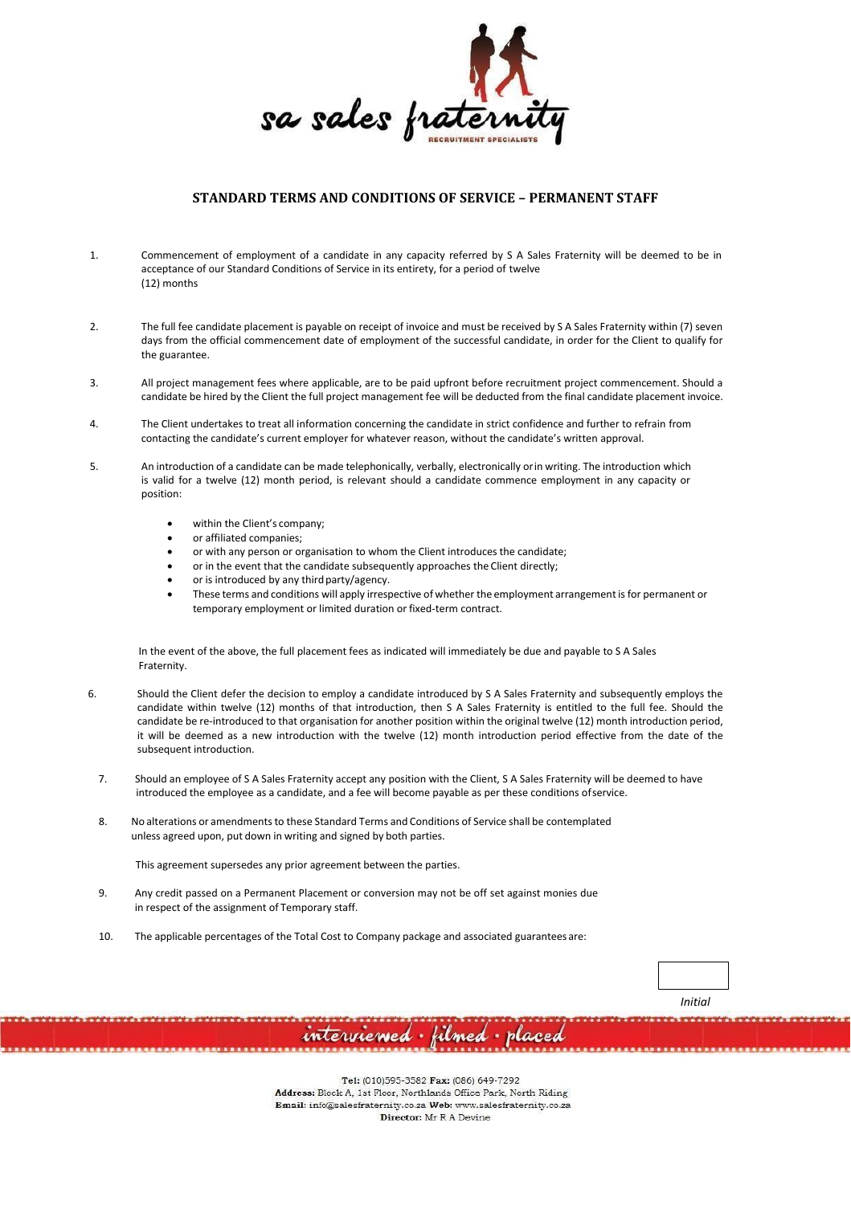## STANDARD TERMS AND CONDITIONS OF SERVICE – PERMANENT STAFF

1. Commencement of employment of a candidate in any capacity referred by S A Sales Fraternity will be deemed to be in acceptance of our Standard Conditions of Service in its entirety, for a period of twelve (12) months

2. The full fee candidate placement is payable on receipt of invoice and must be received by S A Sales Fraternity within (7) seven days from the official commencement date of employment of the successful candidate, in order for the Client to qualify for the guarantee.

3. All project management fees where applicable, are to be paid upfront before recruitment project commencement. Should a candidate be hired by the Client the full project management fee will be deducted from the final candidate placement invoice.

4. The Client undertakes to treat all information concerning the candidate in strict confidence and further to refrain from contacting the candidate's current employer for whatever reason, without the candidate's written approval.

5. An introduction of a candidate can be made telephonically, verbally, electronically or in writing. The introduction which is valid for a twelve (12) month period, is relevant should a candidate commence employment in any capacity or position:

   - within the Client's company;
   - or affiliated companies;
   - or with any person or organisation to whom the Client introduces the candidate;
   - or in the event that the candidate subsequently approaches the Client directly;
   - or is introduced by any third party/agency.
   - These terms and conditions will apply irrespective of whether the employment arrangement is for permanent or temporary employment or limited duration or fixed-term contract.

   In the event of the above, the full placement fees as indicated will immediately be due and payable to S A Sales Fraternity.

6. Should the Client defer the decision to employ a candidate introduced by S A Sales Fraternity and subsequently employs the candidate within twelve (12) months of that introduction, then S A Sales Fraternity is entitled to the full fee. Should the candidate be re-introduced to that organisation for another position within the original twelve (12) month introduction period, it will be deemed as a new introduction with the twelve (12) month introduction period effective from the date of the subsequent introduction.

7. Should an employee of S A Sales Fraternity accept any position with the Client, S A Sales Fraternity will be deemed to have introduced the employee as a candidate, and a fee will become payable as per these conditions of service.

8. No alterations or amendments to these Standard Terms and Conditions of Service shall be contemplated unless agreed upon, put down in writing and signed by both parties.

   This agreement supersedes any prior agreement between the parties.

9. Any credit passed on a Permanent Placement or conversion may not be off set against monies due in respect of the assignment of Temporary staff.

10. The applicable percentages of the Total Cost to Company package and associated guarantees are:

*Initial*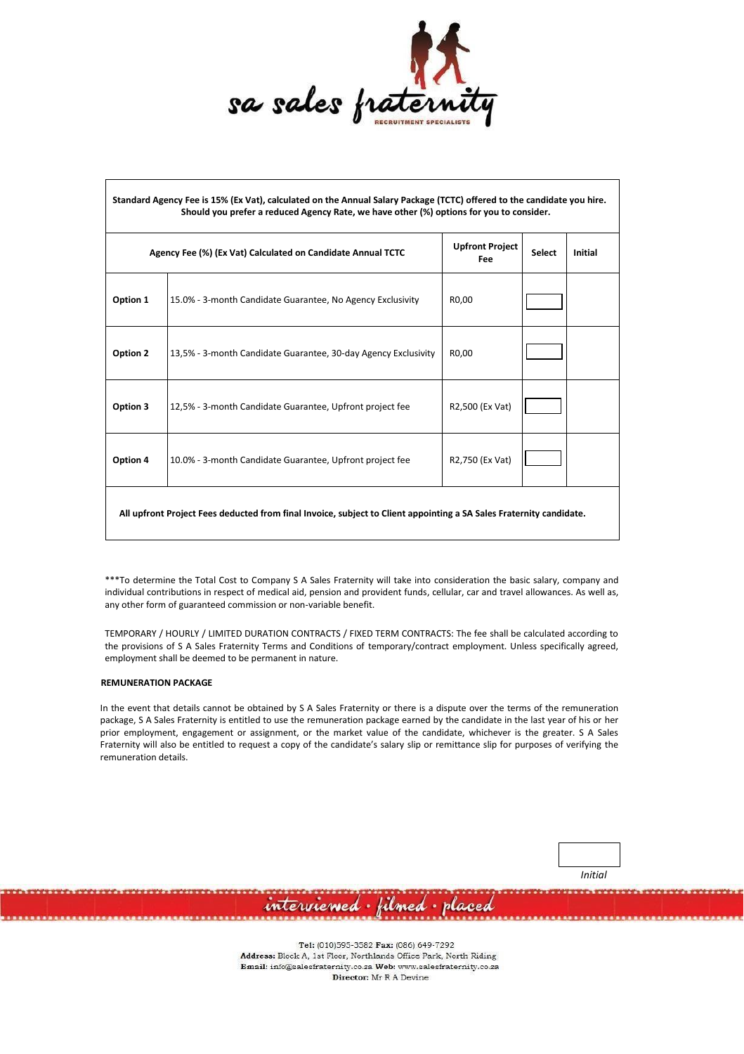**Standard Agency Fee is 15% (Ex Vat), calculated on the Annual Salary Package (TCTC) offered to the candidate you hire. Should you prefer a reduced Agency Rate, we have other (%) options for you to consider.**

| Agency Fee (%) (Ex Vat) Calculated on Candidate Annual TCTC | | Upfront Project Fee | Select | Initial |
|---|---|---|---|---|
| **Option 1** | 15.0% - 3-month Candidate Guarantee, No Agency Exclusivity | R0,00 | | |
| **Option 2** | 13,5% - 3-month Candidate Guarantee, 30-day Agency Exclusivity | R0,00 | | |
| **Option 3** | 12,5% - 3-month Candidate Guarantee, Upfront project fee | R2,500 (Ex Vat) | | |
| **Option 4** | 10.0% - 3-month Candidate Guarantee, Upfront project fee | R2,750 (Ex Vat) | | |

**All upfront Project Fees deducted from final Invoice, subject to Client appointing a SA Sales Fraternity candidate.**

***To determine the Total Cost to Company S A Sales Fraternity will take into consideration the basic salary, company and individual contributions in respect of medical aid, pension and provident funds, cellular, car and travel allowances. As well as, any other form of guaranteed commission or non-variable benefit.

TEMPORARY / HOURLY / LIMITED DURATION CONTRACTS / FIXED TERM CONTRACTS: The fee shall be calculated according to the provisions of S A Sales Fraternity Terms and Conditions of temporary/contract employment. Unless specifically agreed, employment shall be deemed to be permanent in nature.

**REMUNERATION PACKAGE**

In the event that details cannot be obtained by S A Sales Fraternity or there is a dispute over the terms of the remuneration package, S A Sales Fraternity is entitled to use the remuneration package earned by the candidate in the last year of his or her prior employment, engagement or assignment, or the market value of the candidate, whichever is the greater. S A Sales Fraternity will also be entitled to request a copy of the candidate's salary slip or remittance slip for purposes of verifying the remuneration details.

*Initial*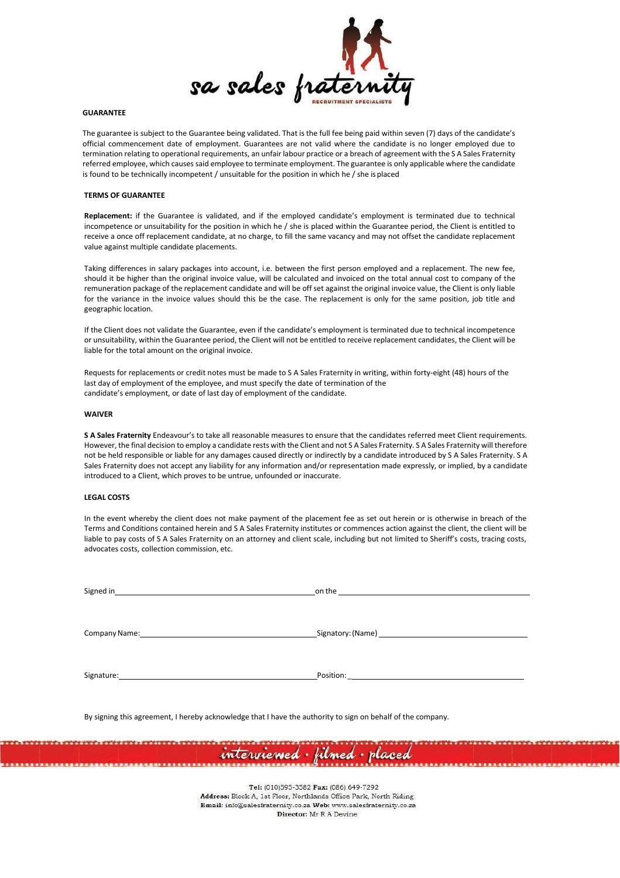## GUARANTEE

The guarantee is subject to the Guarantee being validated. That is the full fee being paid within seven (7) days of the candidate's official commencement date of employment. Guarantees are not valid where the candidate is no longer employed due to termination relating to operational requirements, an unfair labour practice or a breach of agreement with the S A Sales Fraternity referred employee, which causes said employee to terminate employment. The guarantee is only applicable where the candidate is found to be technically incompetent / unsuitable for the position in which he / she is placed

## TERMS OF GUARANTEE

**Replacement:** if the Guarantee is validated, and if the employed candidate's employment is terminated due to technical incompetence or unsuitability for the position in which he / she is placed within the Guarantee period, the Client is entitled to receive a once off replacement candidate, at no charge, to fill the same vacancy and may not offset the candidate replacement value against multiple candidate placements.

Taking differences in salary packages into account, i.e. between the first person employed and a replacement. The new fee, should it be higher than the original invoice value, will be calculated and invoiced on the total annual cost to company of the remuneration package of the replacement candidate and will be off set against the original invoice value, the Client is only liable for the variance in the invoice values should this be the case. The replacement is only for the same position, job title and geographic location.

If the Client does not validate the Guarantee, even if the candidate's employment is terminated due to technical incompetence or unsuitability, within the Guarantee period, the Client will not be entitled to receive replacement candidates, the Client will be liable for the total amount on the original invoice.

Requests for replacements or credit notes must be made to S A Sales Fraternity in writing, within forty-eight (48) hours of the last day of employment of the employee, and must specify the date of termination of the candidate's employment, or date of last day of employment of the candidate.

## WAIVER

**S A Sales Fraternity** Endeavour's to take all reasonable measures to ensure that the candidates referred meet Client requirements. However, the final decision to employ a candidate rests with the Client and not S A Sales Fraternity. S A Sales Fraternity will therefore not be held responsible or liable for any damages caused directly or indirectly by a candidate introduced by S A Sales Fraternity. S A Sales Fraternity does not accept any liability for any information and/or representation made expressly, or implied, by a candidate introduced to a Client, which proves to be untrue, unfounded or inaccurate.

## LEGAL COSTS

In the event whereby the client does not make payment of the placement fee as set out herein or is otherwise in breach of the Terms and Conditions contained herein and S A Sales Fraternity institutes or commences action against the client, the client will be liable to pay costs of S A Sales Fraternity on an attorney and client scale, including but not limited to Sheriff's costs, tracing costs, advocates costs, collection commission, etc.

Signed in\_\_\_\_\_\_\_\_\_\_\_\_\_\_\_\_\_\_\_\_\_\_\_\_\_\_\_\_ on the \_\_\_\_\_\_\_\_\_\_\_\_\_\_\_\_\_\_\_\_\_\_\_\_\_\_\_\_

Company Name:\_\_\_\_\_\_\_\_\_\_\_\_\_\_\_\_\_\_\_\_\_\_\_\_\_\_\_\_ Signatory: (Name) \_\_\_\_\_\_\_\_\_\_\_\_\_\_\_\_\_\_\_\_\_\_\_\_\_\_\_\_

Signature:\_\_\_\_\_\_\_\_\_\_\_\_\_\_\_\_\_\_\_\_\_\_\_\_\_\_\_\_ Position: \_\_\_\_\_\_\_\_\_\_\_\_\_\_\_\_\_\_\_\_\_\_\_\_\_\_\_\_

By signing this agreement, I hereby acknowledge that I have the authority to sign on behalf of the company.

interviewed · filmed · placed

**Tel:** (010)595-3582 **Fax:** (086) 649-7292
**Address:** Block A, 1st Floor, Northlands Office Park, North Riding
**Email:** info@salesfraternity.co.za **Web:** www.salesfraternity.co.za
**Director:** Mr R A Devine